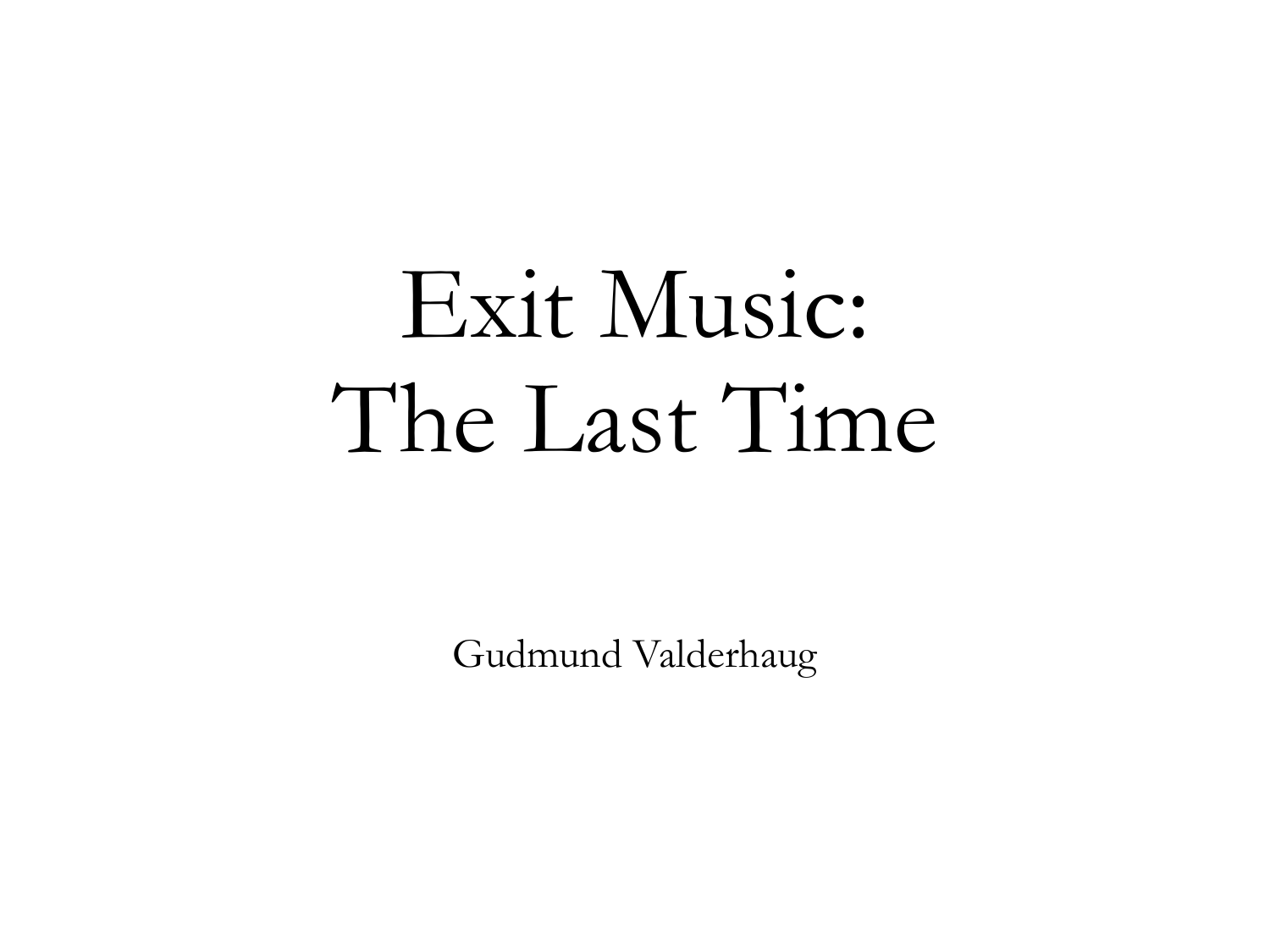# Exit Music: The Last Time

Gudmund Valderhaug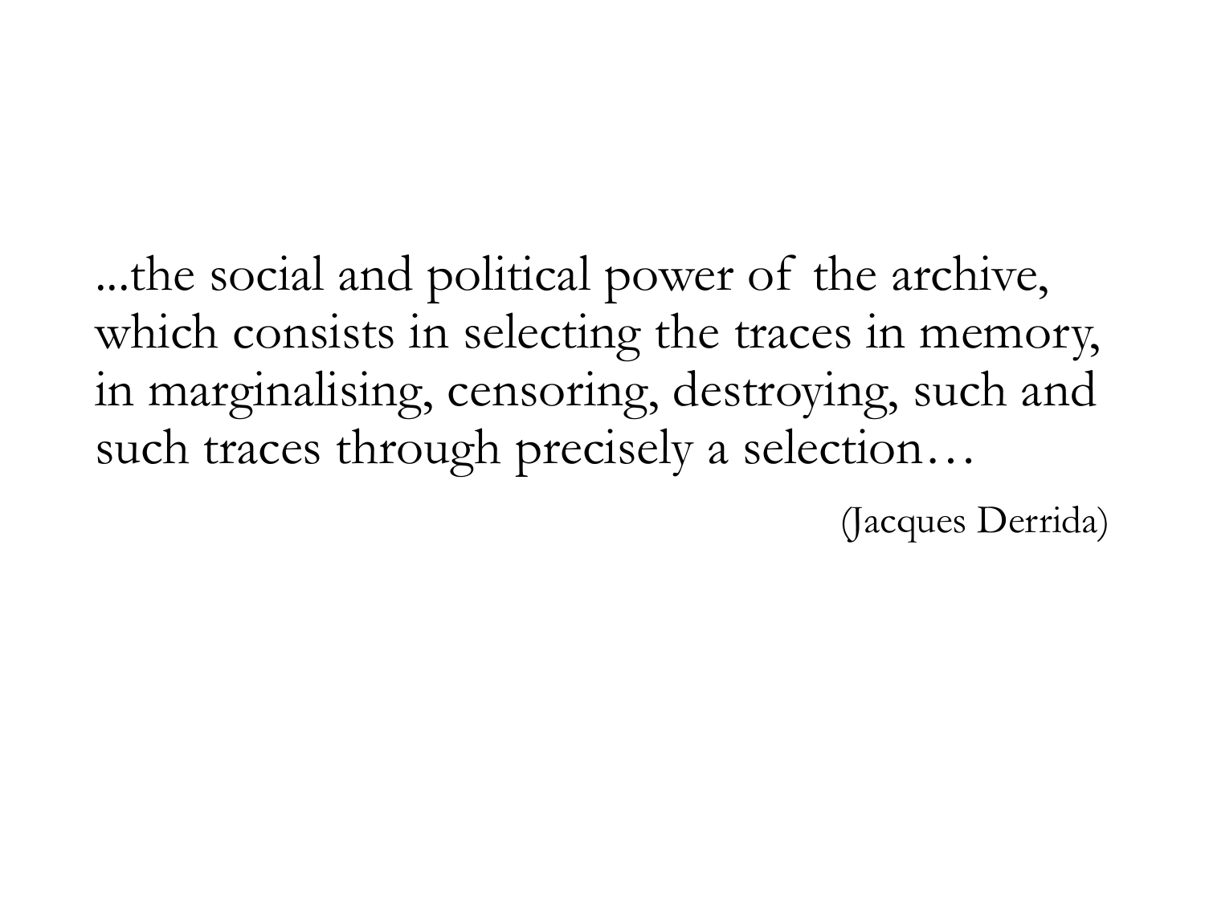...the social and political power of the archive, which consists in selecting the traces in memory, in marginalising, censoring, destroying, such and such traces through precisely a selection…

(Jacques Derrida)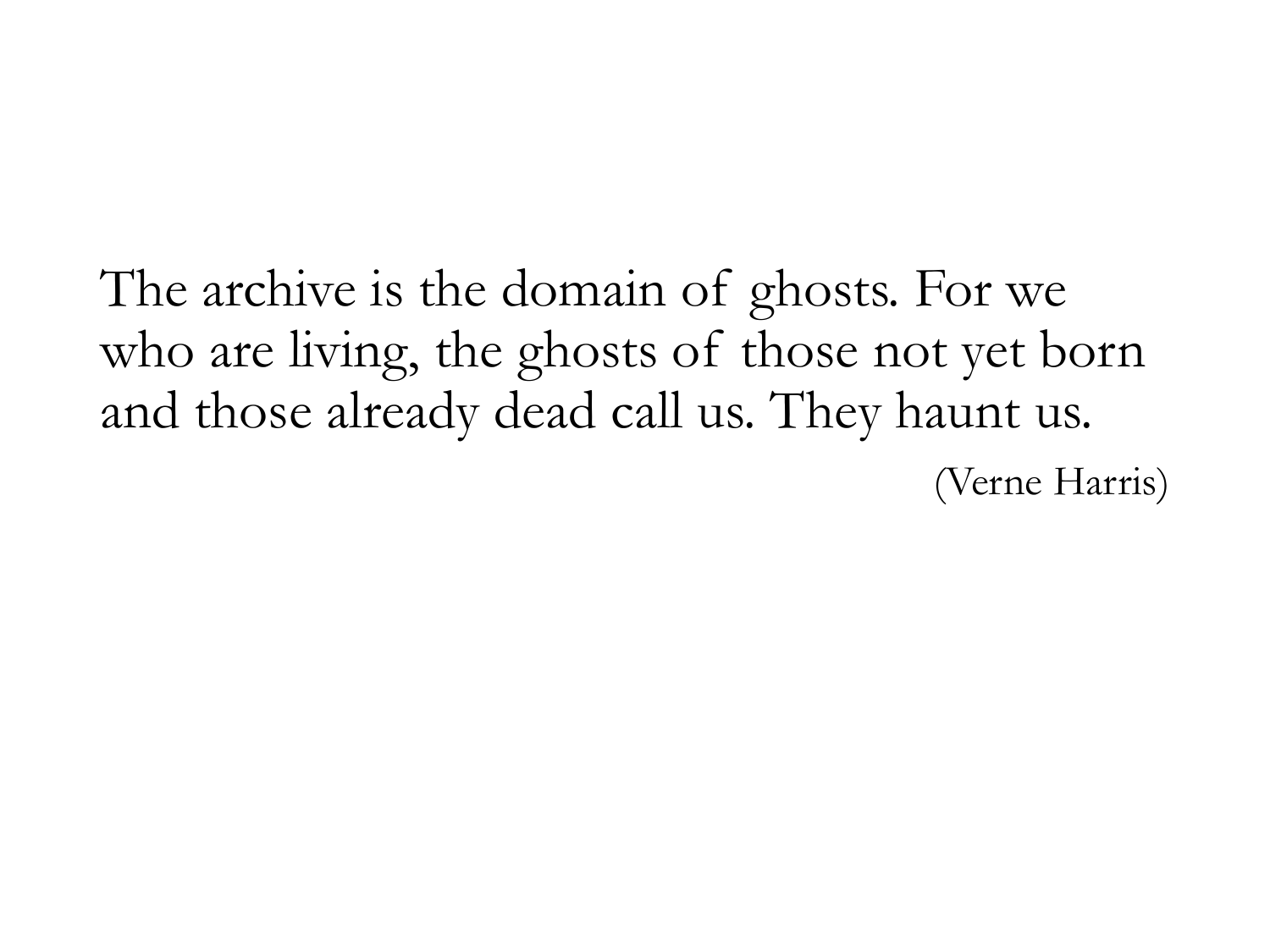The archive is the domain of ghosts. For we who are living, the ghosts of those not yet born and those already dead call us. They haunt us.

(Verne Harris)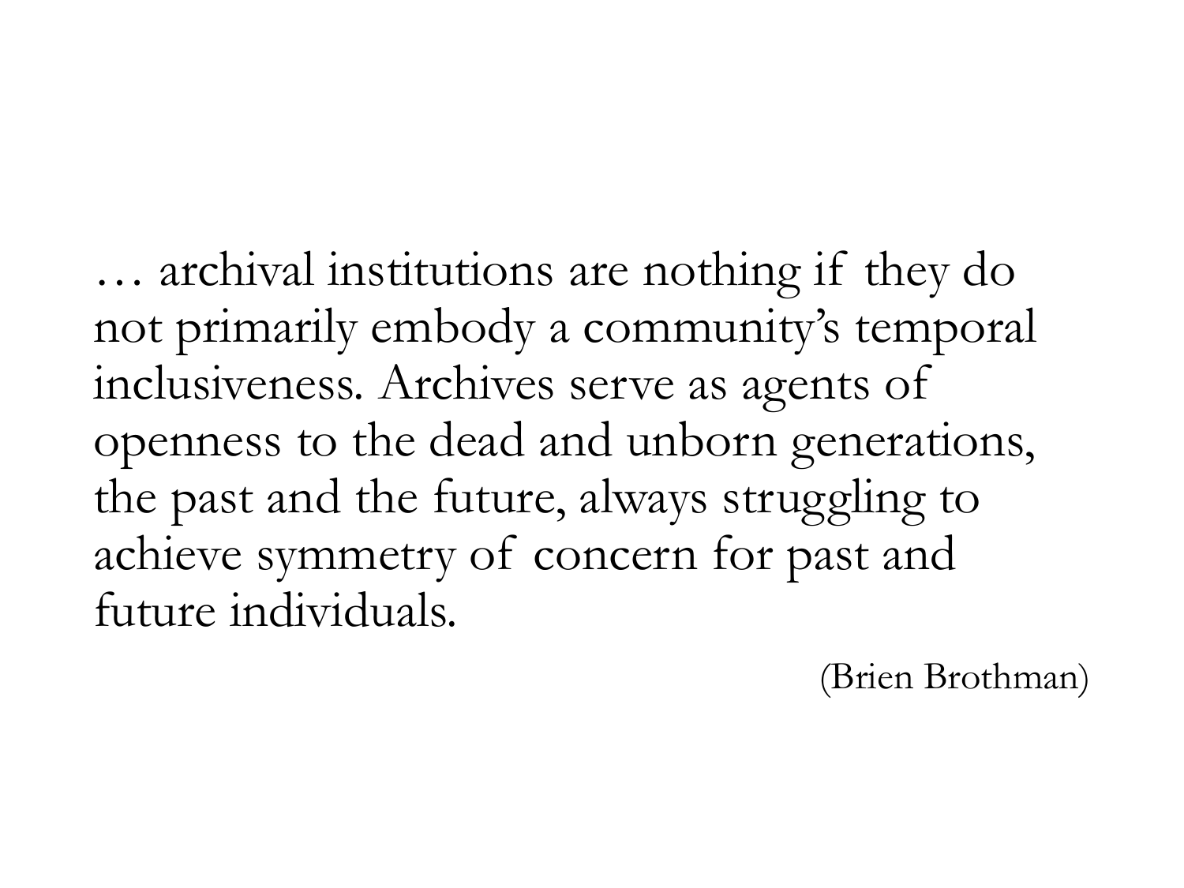… archival institutions are nothing if they do not primarily embody a community's temporal inclusiveness. Archives serve as agents of openness to the dead and unborn generations, the past and the future, always struggling to achieve symmetry of concern for past and future individuals.

(Brien Brothman)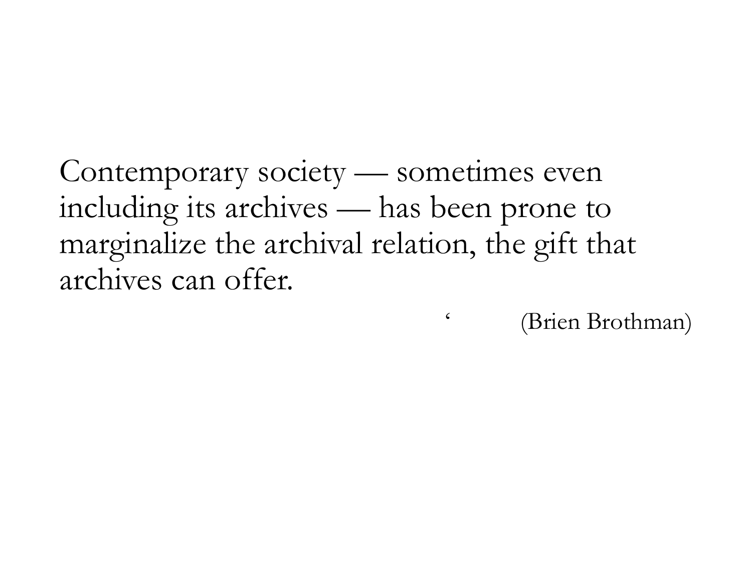Contemporary society — sometimes even including its archives — has been prone to marginalize the archival relation, the gift that archives can offer.

‘ (Brien Brothman)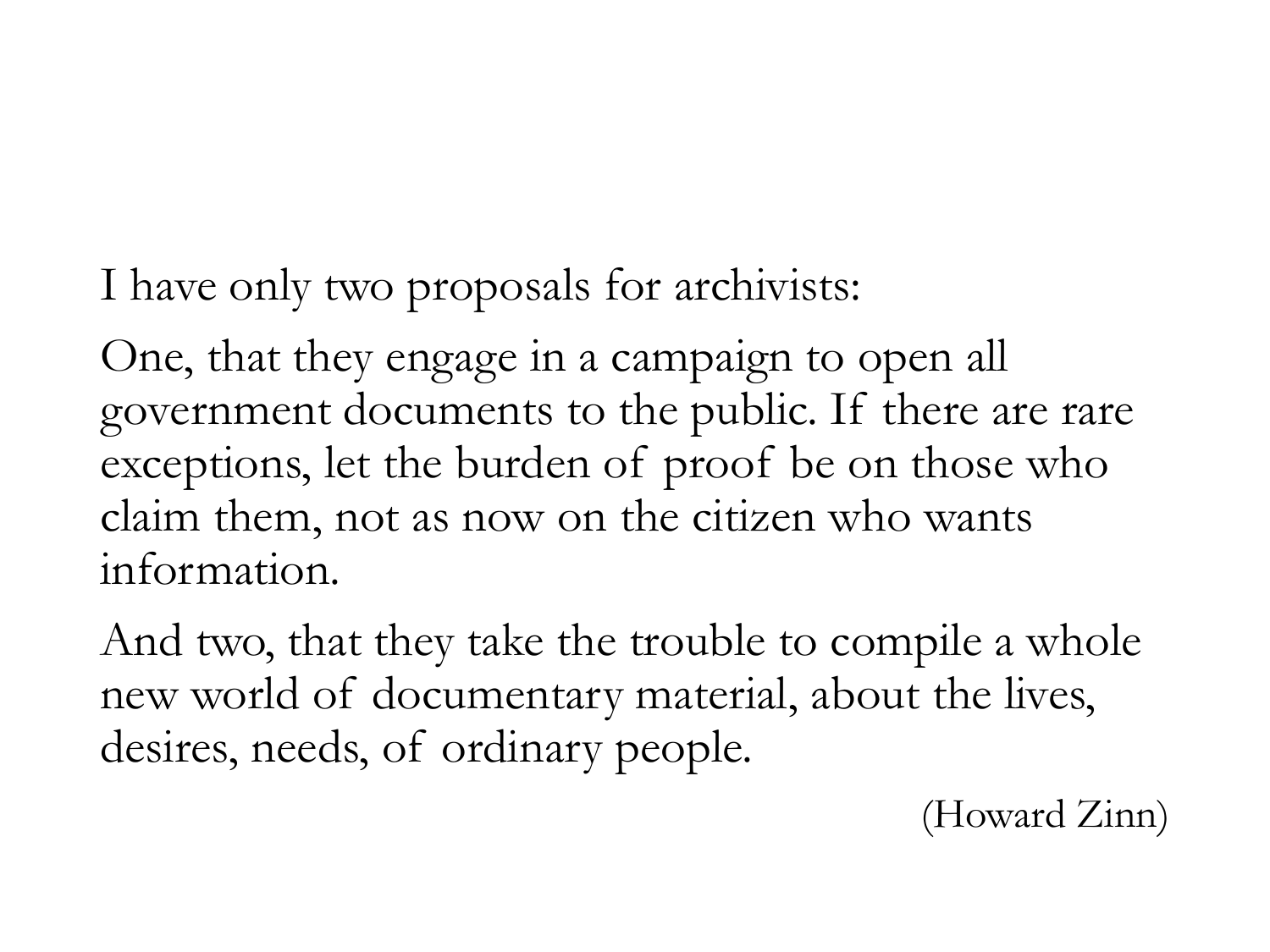I have only two proposals for archivists:

One, that they engage in a campaign to open all government documents to the public. If there are rare exceptions, let the burden of proof be on those who claim them, not as now on the citizen who wants information.

And two, that they take the trouble to compile a whole new world of documentary material, about the lives, desires, needs, of ordinary people.

(Howard Zinn)